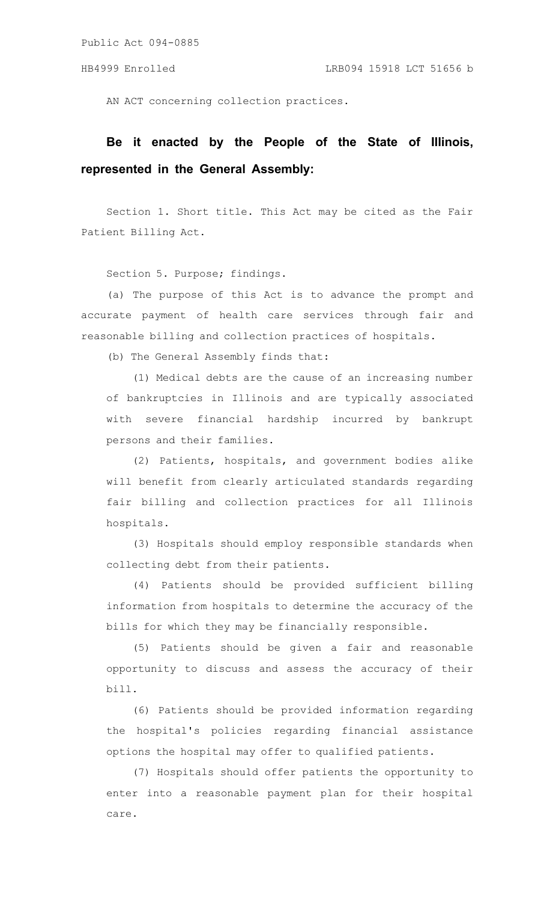AN ACT concerning collection practices.

**Be it enacted by the People of the State of Illinois, represented in the General Assembly:**

Section 1. Short title. This Act may be cited as the Fair Patient Billing Act.

Section 5. Purpose; findings.

(a) The purpose of this Act is to advance the prompt and accurate payment of health care services through fair and reasonable billing and collection practices of hospitals.

(b) The General Assembly finds that:

(1) Medical debts are the cause of an increasing number of bankruptcies in Illinois and are typically associated with severe financial hardship incurred by bankrupt persons and their families.

(2) Patients, hospitals, and government bodies alike will benefit from clearly articulated standards regarding fair billing and collection practices for all Illinois hospitals.

(3) Hospitals should employ responsible standards when collecting debt from their patients.

(4) Patients should be provided sufficient billing information from hospitals to determine the accuracy of the bills for which they may be financially responsible.

(5) Patients should be given a fair and reasonable opportunity to discuss and assess the accuracy of their bill.

(6) Patients should be provided information regarding the hospital's policies regarding financial assistance options the hospital may offer to qualified patients.

(7) Hospitals should offer patients the opportunity to enter into a reasonable payment plan for their hospital care.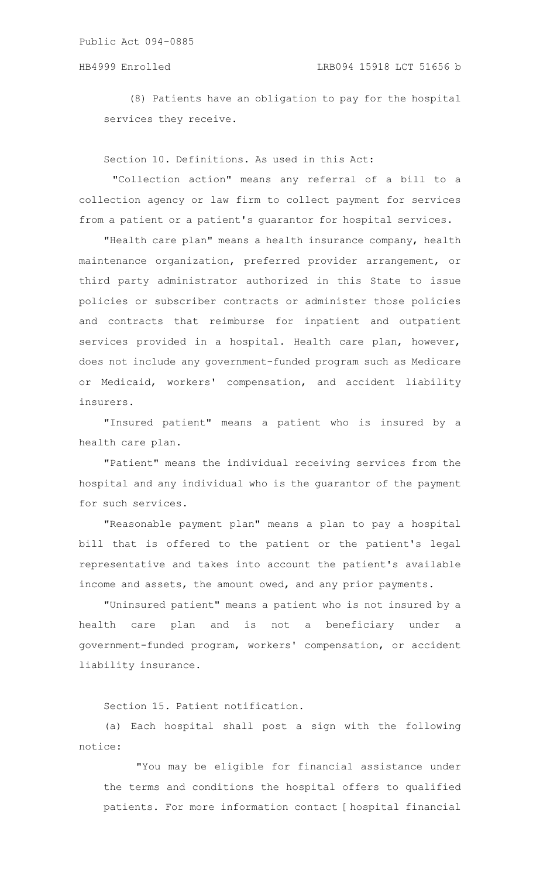(8) Patients have an obligation to pay for the hospital services they receive.

Section 10. Definitions. As used in this Act:

"Collection action" means any referral of a bill to a collection agency or law firm to collect payment for services from a patient or a patient's guarantor for hospital services.

"Health care plan" means a health insurance company, health maintenance organization, preferred provider arrangement, or third party administrator authorized in this State to issue policies or subscriber contracts or administer those policies and contracts that reimburse for inpatient and outpatient services provided in a hospital. Health care plan, however, does not include any government-funded program such as Medicare or Medicaid, workers' compensation, and accident liability insurers.

"Insured patient" means a patient who is insured by a health care plan.

"Patient" means the individual receiving services from the hospital and any individual who is the guarantor of the payment for such services.

"Reasonable payment plan" means a plan to pay a hospital bill that is offered to the patient or the patient's legal representative and takes into account the patient's available income and assets, the amount owed, and any prior payments.

"Uninsured patient" means a patient who is not insured by a health care plan and is not a beneficiary under a government-funded program, workers' compensation, or accident liability insurance.

Section 15. Patient notification.

(a) Each hospital shall post a sign with the following notice:

"You may be eligible for financial assistance under the terms and conditions the hospital offers to qualified patients. For more information contact [hospital financial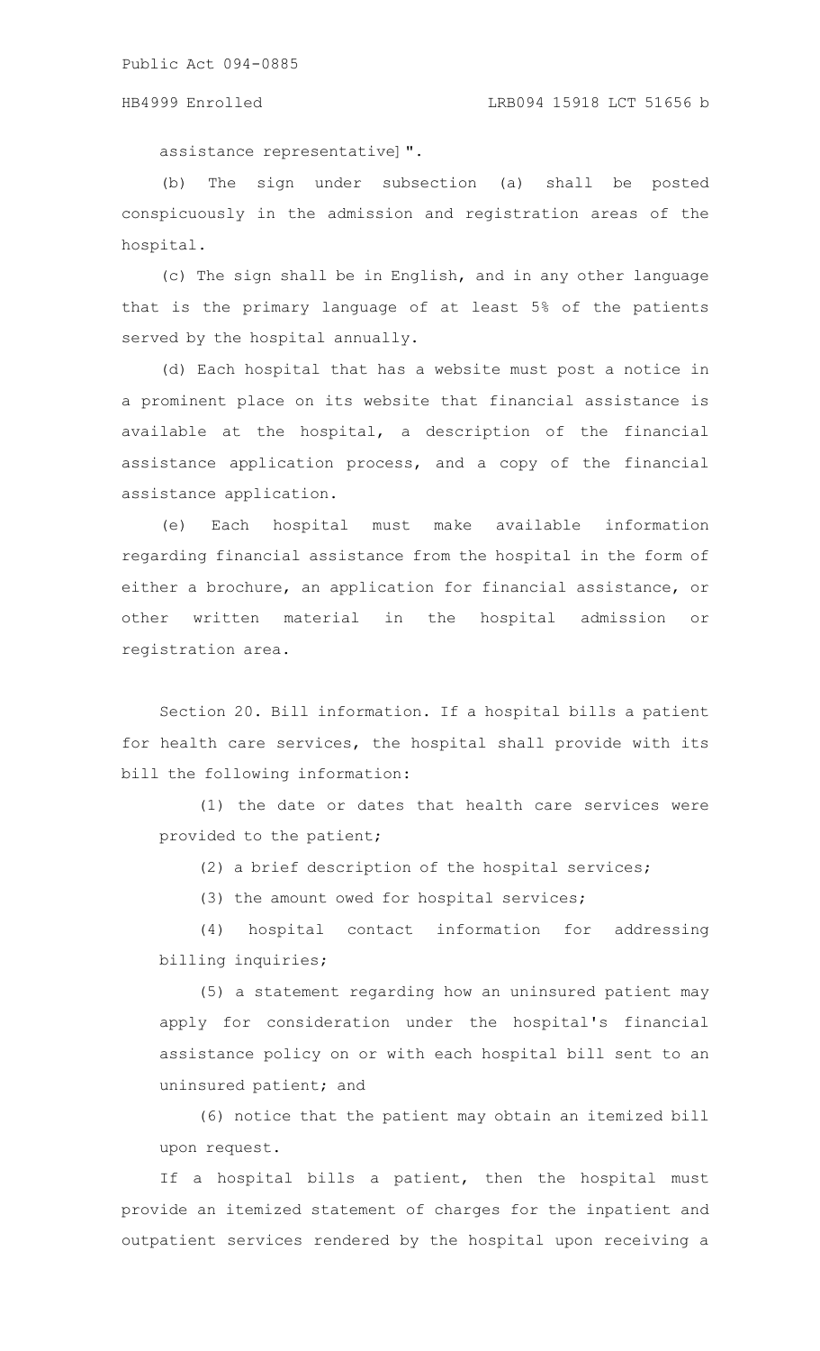assistance representative]".

(b) The sign under subsection (a) shall be posted conspicuously in the admission and registration areas of the hospital.

(c) The sign shall be in English, and in any other language that is the primary language of at least 5% of the patients served by the hospital annually.

(d) Each hospital that has a website must post a notice in a prominent place on its website that financial assistance is available at the hospital, a description of the financial assistance application process, and a copy of the financial assistance application.

(e) Each hospital must make available information regarding financial assistance from the hospital in the form of either a brochure, an application for financial assistance, or other written material in the hospital admission or registration area.

Section 20. Bill information. If a hospital bills a patient for health care services, the hospital shall provide with its bill the following information:

(1) the date or dates that health care services were provided to the patient;

(2) a brief description of the hospital services;

(3) the amount owed for hospital services;

(4) hospital contact information for addressing billing inquiries;

(5) a statement regarding how an uninsured patient may apply for consideration under the hospital's financial assistance policy on or with each hospital bill sent to an uninsured patient; and

(6) notice that the patient may obtain an itemized bill upon request.

If a hospital bills a patient, then the hospital must provide an itemized statement of charges for the inpatient and outpatient services rendered by the hospital upon receiving a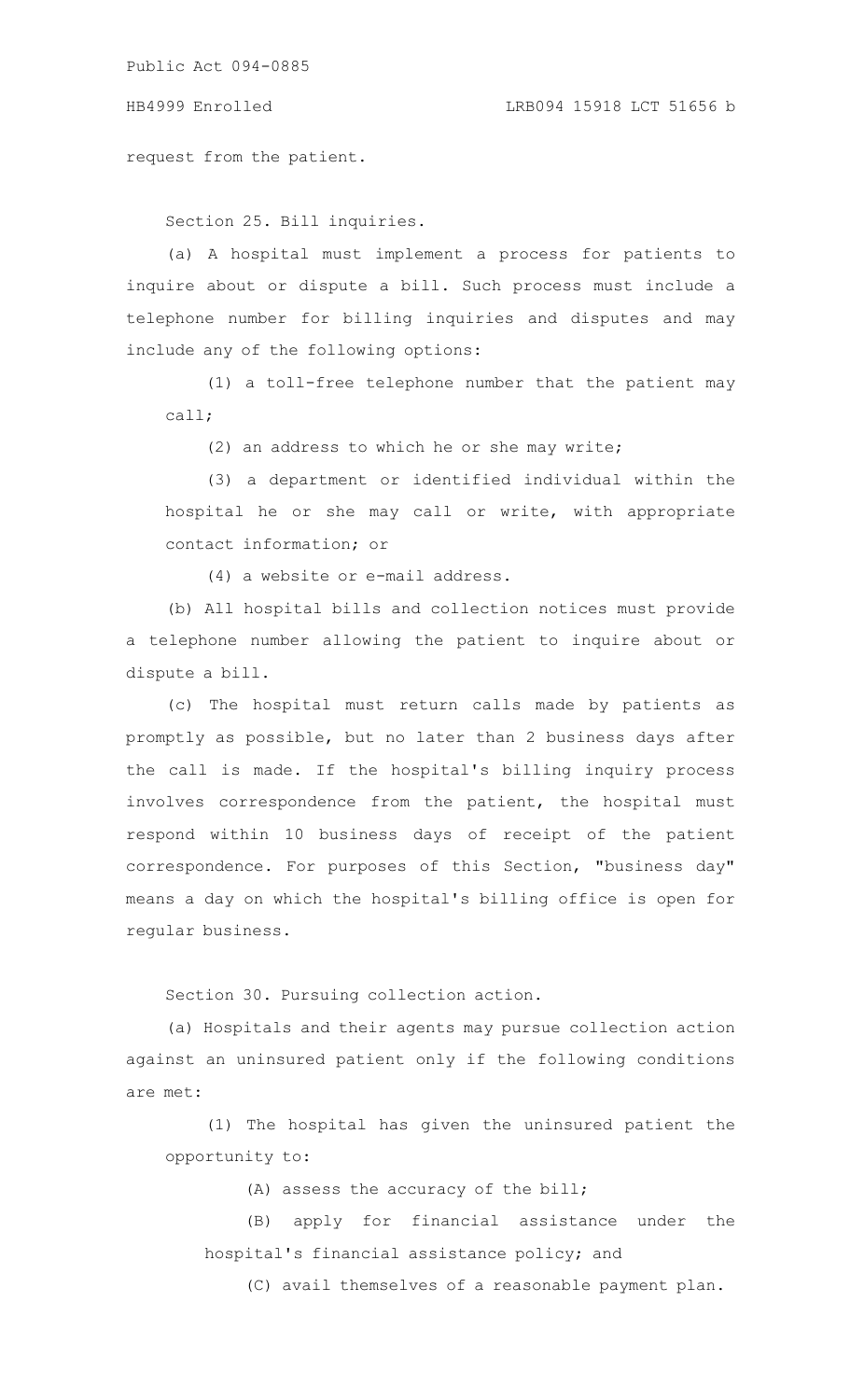request from the patient.

Section 25. Bill inquiries.

(a) A hospital must implement a process for patients to inquire about or dispute a bill. Such process must include a telephone number for billing inquiries and disputes and may include any of the following options:

(1) a toll-free telephone number that the patient may call;

(2) an address to which he or she may write;

(3) a department or identified individual within the hospital he or she may call or write, with appropriate contact information; or

(4) a website or e-mail address.

(b) All hospital bills and collection notices must provide a telephone number allowing the patient to inquire about or dispute a bill.

(c) The hospital must return calls made by patients as promptly as possible, but no later than 2 business days after the call is made. If the hospital's billing inquiry process involves correspondence from the patient, the hospital must respond within 10 business days of receipt of the patient correspondence. For purposes of this Section, "business day" means a day on which the hospital's billing office is open for regular business.

Section 30. Pursuing collection action.

(a) Hospitals and their agents may pursue collection action against an uninsured patient only if the following conditions are met:

(1) The hospital has given the uninsured patient the opportunity to:

(A) assess the accuracy of the bill;

(B) apply for financial assistance under the hospital's financial assistance policy; and

(C) avail themselves of a reasonable payment plan.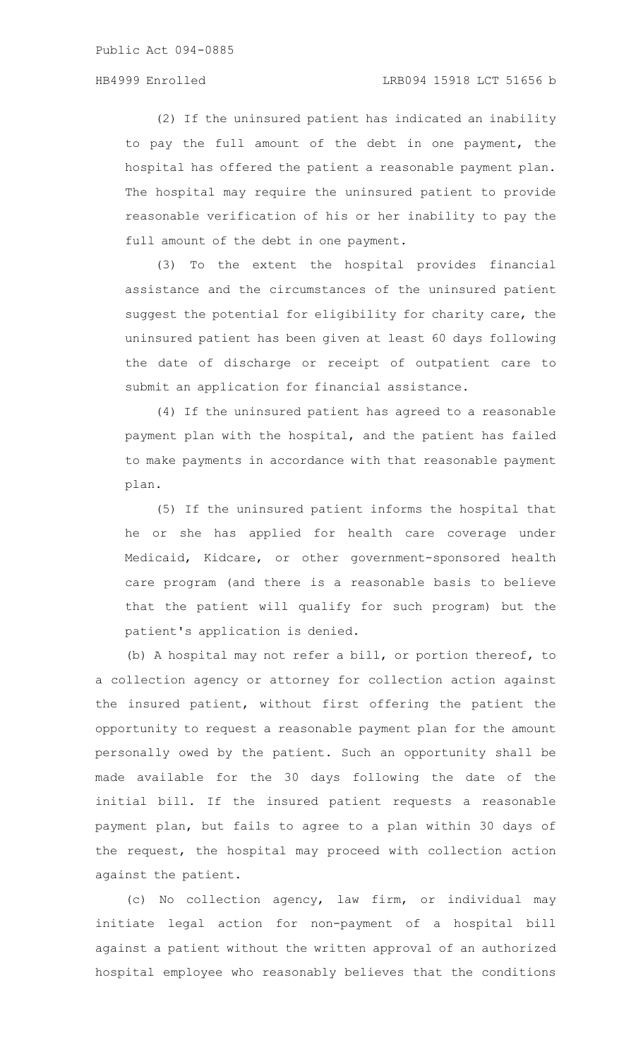(2) If the uninsured patient has indicated an inability to pay the full amount of the debt in one payment, the hospital has offered the patient a reasonable payment plan. The hospital may require the uninsured patient to provide reasonable verification of his or her inability to pay the full amount of the debt in one payment.

(3) To the extent the hospital provides financial assistance and the circumstances of the uninsured patient suggest the potential for eligibility for charity care, the uninsured patient has been given at least 60 days following the date of discharge or receipt of outpatient care to submit an application for financial assistance.

(4) If the uninsured patient has agreed to a reasonable payment plan with the hospital, and the patient has failed to make payments in accordance with that reasonable payment plan.

(5) If the uninsured patient informs the hospital that he or she has applied for health care coverage under Medicaid, Kidcare, or other government-sponsored health care program (and there is a reasonable basis to believe that the patient will qualify for such program) but the patient's application is denied.

(b) A hospital may not refer a bill, or portion thereof, to a collection agency or attorney for collection action against the insured patient, without first offering the patient the opportunity to request a reasonable payment plan for the amount personally owed by the patient. Such an opportunity shall be made available for the 30 days following the date of the initial bill. If the insured patient requests a reasonable payment plan, but fails to agree to a plan within 30 days of the request, the hospital may proceed with collection action against the patient.

(c) No collection agency, law firm, or individual may initiate legal action for non-payment of a hospital bill against a patient without the written approval of an authorized hospital employee who reasonably believes that the conditions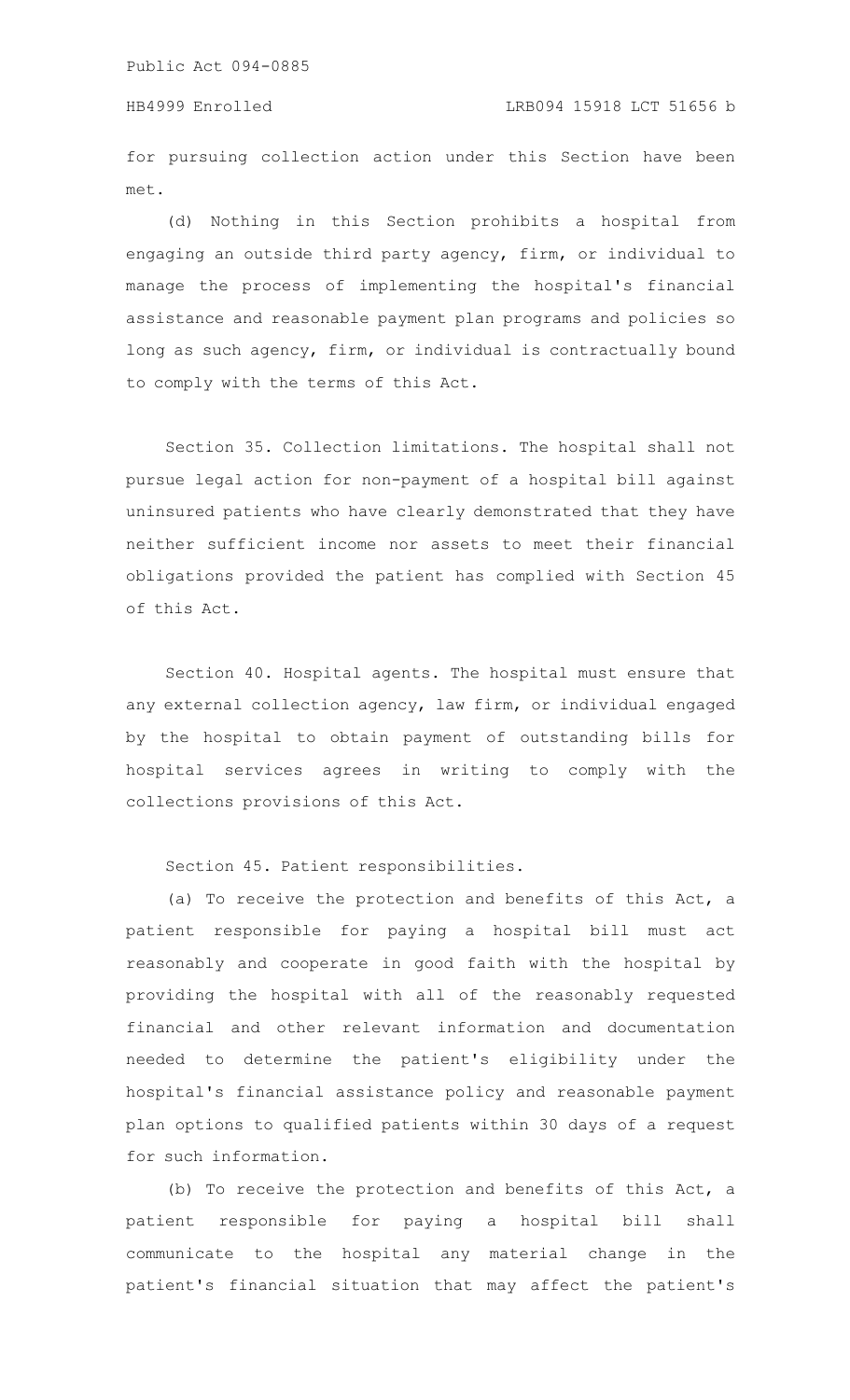for pursuing collection action under this Section have been met.

(d) Nothing in this Section prohibits a hospital from engaging an outside third party agency, firm, or individual to manage the process of implementing the hospital's financial assistance and reasonable payment plan programs and policies so long as such agency, firm, or individual is contractually bound to comply with the terms of this Act.

Section 35. Collection limitations. The hospital shall not pursue legal action for non-payment of a hospital bill against uninsured patients who have clearly demonstrated that they have neither sufficient income nor assets to meet their financial obligations provided the patient has complied with Section 45 of this Act.

Section 40. Hospital agents. The hospital must ensure that any external collection agency, law firm, or individual engaged by the hospital to obtain payment of outstanding bills for hospital services agrees in writing to comply with the collections provisions of this Act.

Section 45. Patient responsibilities.

(a) To receive the protection and benefits of this Act, a patient responsible for paying a hospital bill must act reasonably and cooperate in good faith with the hospital by providing the hospital with all of the reasonably requested financial and other relevant information and documentation needed to determine the patient's eligibility under the hospital's financial assistance policy and reasonable payment plan options to qualified patients within 30 days of a request for such information.

(b) To receive the protection and benefits of this Act, a patient responsible for paying a hospital bill shall communicate to the hospital any material change in the patient's financial situation that may affect the patient's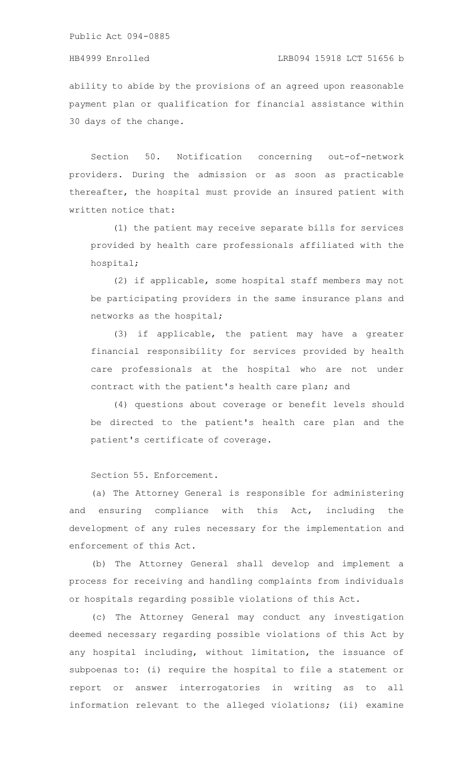ability to abide by the provisions of an agreed upon reasonable payment plan or qualification for financial assistance within 30 days of the change.

Section 50. Notification concerning out-of-network providers. During the admission or as soon as practicable thereafter, the hospital must provide an insured patient with written notice that:

(1) the patient may receive separate bills for services provided by health care professionals affiliated with the hospital;

(2) if applicable, some hospital staff members may not be participating providers in the same insurance plans and networks as the hospital;

(3) if applicable, the patient may have a greater financial responsibility for services provided by health care professionals at the hospital who are not under contract with the patient's health care plan; and

(4) questions about coverage or benefit levels should be directed to the patient's health care plan and the patient's certificate of coverage.

Section 55. Enforcement.

(a) The Attorney General is responsible for administering and ensuring compliance with this Act, including the development of any rules necessary for the implementation and enforcement of this Act.

(b) The Attorney General shall develop and implement a process for receiving and handling complaints from individuals or hospitals regarding possible violations of this Act.

(c) The Attorney General may conduct any investigation deemed necessary regarding possible violations of this Act by any hospital including, without limitation, the issuance of subpoenas to: (i) require the hospital to file a statement or report or answer interrogatories in writing as to all information relevant to the alleged violations; (ii) examine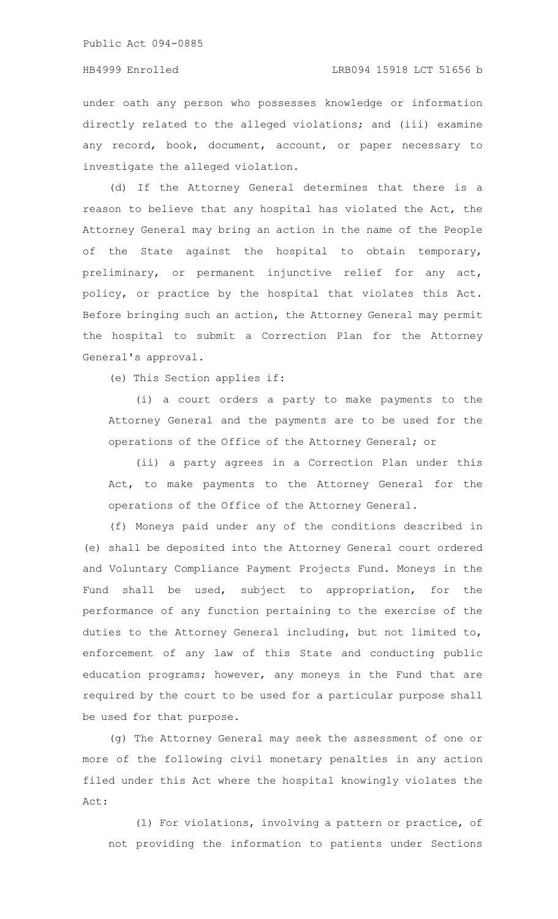under oath any person who possesses knowledge or information directly related to the alleged violations; and (iii) examine any record, book, document, account, or paper necessary to investigate the alleged violation.

(d) If the Attorney General determines that there is a reason to believe that any hospital has violated the Act, the Attorney General may bring an action in the name of the People of the State against the hospital to obtain temporary, preliminary, or permanent injunctive relief for any act, policy, or practice by the hospital that violates this Act. Before bringing such an action, the Attorney General may permit the hospital to submit a Correction Plan for the Attorney General's approval.

(e) This Section applies if:

(i) a court orders a party to make payments to the Attorney General and the payments are to be used for the operations of the Office of the Attorney General; or

(ii) a party agrees in a Correction Plan under this Act, to make payments to the Attorney General for the operations of the Office of the Attorney General.

(f) Moneys paid under any of the conditions described in (e) shall be deposited into the Attorney General court ordered and Voluntary Compliance Payment Projects Fund. Moneys in the Fund shall be used, subject to appropriation, for the performance of any function pertaining to the exercise of the duties to the Attorney General including, but not limited to, enforcement of any law of this State and conducting public education programs; however, any moneys in the Fund that are required by the court to be used for a particular purpose shall be used for that purpose.

(g) The Attorney General may seek the assessment of one or more of the following civil monetary penalties in any action filed under this Act where the hospital knowingly violates the Act:

(1) For violations, involving a pattern or practice, of not providing the information to patients under Sections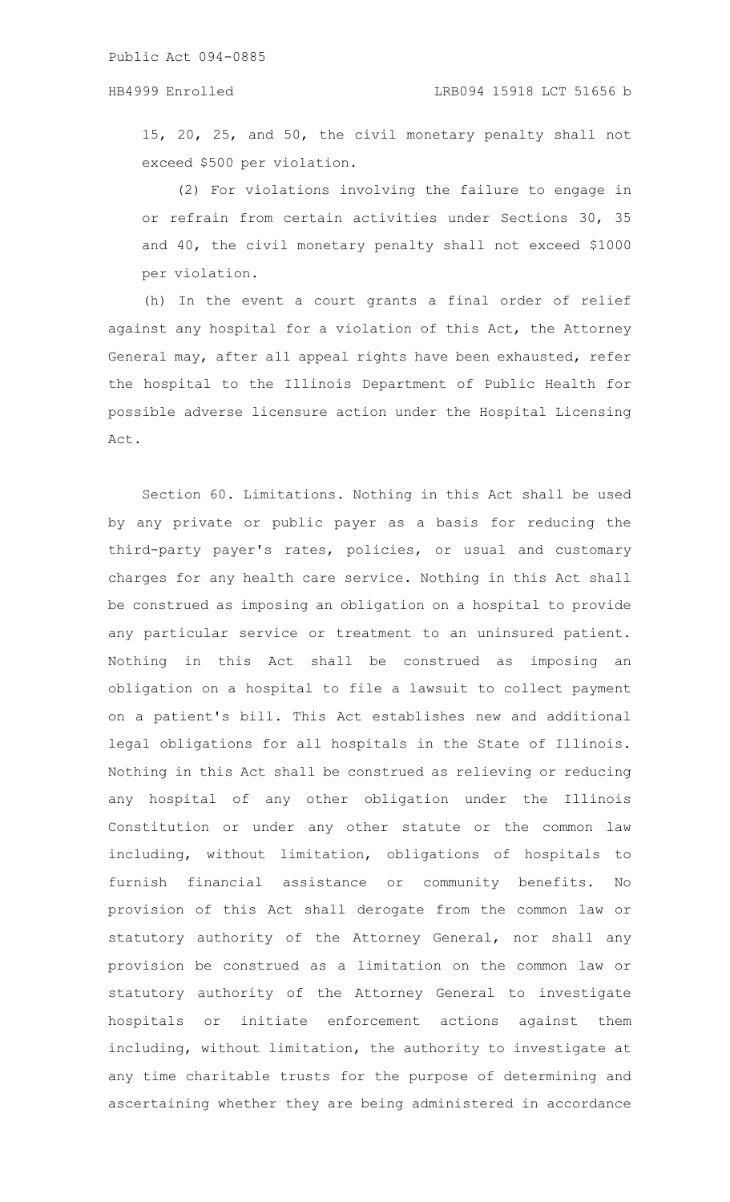15, 20, 25, and 50, the civil monetary penalty shall not exceed $500 per violation.

(2) For violations involving the failure to engage in or refrain from certain activities under Sections 30, 35 and 40, the civil monetary penalty shall not exceed $1000 per violation.

(h) In the event a court grants a final order of relief against any hospital for a violation of this Act, the Attorney General may, after all appeal rights have been exhausted, refer the hospital to the Illinois Department of Public Health for possible adverse licensure action under the Hospital Licensing Act.

Section 60. Limitations. Nothing in this Act shall be used by any private or public payer as a basis for reducing the third-party payer's rates, policies, or usual and customary charges for any health care service. Nothing in this Act shall be construed as imposing an obligation on a hospital to provide any particular service or treatment to an uninsured patient. Nothing in this Act shall be construed as imposing an obligation on a hospital to file a lawsuit to collect payment on a patient's bill. This Act establishes new and additional legal obligations for all hospitals in the State of Illinois. Nothing in this Act shall be construed as relieving or reducing any hospital of any other obligation under the Illinois Constitution or under any other statute or the common law including, without limitation, obligations of hospitals to furnish financial assistance or community benefits. No provision of this Act shall derogate from the common law or statutory authority of the Attorney General, nor shall any provision be construed as a limitation on the common law or statutory authority of the Attorney General to investigate hospitals or initiate enforcement actions against them including, without limitation, the authority to investigate at any time charitable trusts for the purpose of determining and ascertaining whether they are being administered in accordance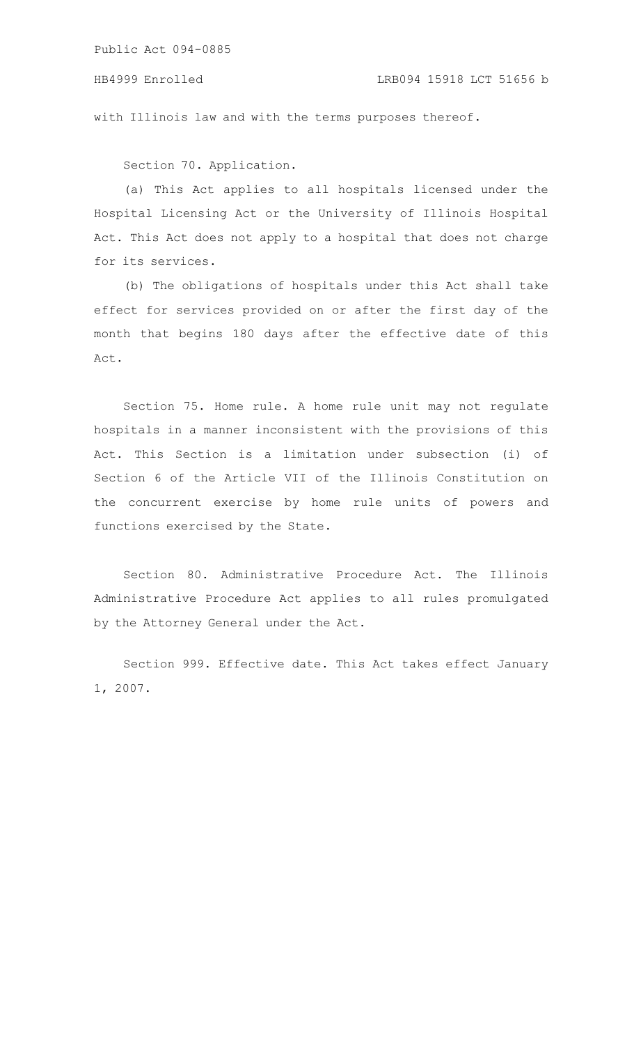with Illinois law and with the terms purposes thereof.

Section 70. Application.

(a) This Act applies to all hospitals licensed under the Hospital Licensing Act or the University of Illinois Hospital Act. This Act does not apply to a hospital that does not charge for its services.

(b) The obligations of hospitals under this Act shall take effect for services provided on or after the first day of the month that begins 180 days after the effective date of this Act.

Section 75. Home rule. A home rule unit may not regulate hospitals in a manner inconsistent with the provisions of this Act. This Section is a limitation under subsection (i) of Section 6 of the Article VII of the Illinois Constitution on the concurrent exercise by home rule units of powers and functions exercised by the State.

Section 80. Administrative Procedure Act. The Illinois Administrative Procedure Act applies to all rules promulgated by the Attorney General under the Act.

Section 999. Effective date. This Act takes effect January 1, 2007.